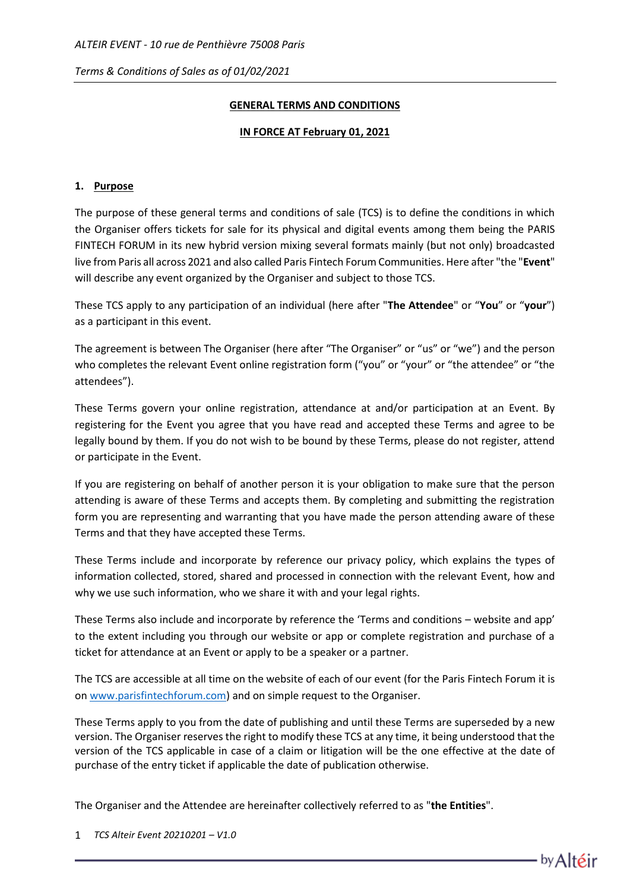# GENERAL TERMS AND CONDITIONS

## IN FORCE AT February 01, 2021

### 1. Purpose

The purpose of these general terms and conditions of sale (TCS) is to define the conditions in which the Organiser offers tickets for sale for its physical and digital events among them being the PARIS FINTECH FORUM in its new hybrid version mixing several formats mainly (but not only) broadcasted live from Paris all across 2021 and also called Paris Fintech Forum Communities. Here after "the "**Event**" will describe any event organized by the Organiser and subject to those TCS.

These TCS apply to any participation of an individual (here after "**The Attendee**" or "**You**" or "**your**") as a participant in this event.

The agreement is between The Organiser (here after "The Organiser" or "us" or "we") and the person who completes the relevant Event online registration form ("you" or "your" or "the attendee" or "the attendees").

These Terms govern your online registration, attendance at and/or participation at an Event. By registering for the Event you agree that you have read and accepted these Terms and agree to be legally bound by them. If you do not wish to be bound by these Terms, please do not register, attend or participate in the Event.

If you are registering on behalf of another person it is your obligation to make sure that the person attending is aware of these Terms and accepts them. By completing and submitting the registration form you are representing and warranting that you have made the person attending aware of these Terms and that they have accepted these Terms.

These Terms include and incorporate by reference our privacy policy, which explains the types of information collected, stored, shared and processed in connection with the relevant Event, how and why we use such information, who we share it with and your legal rights.

These Terms also include and incorporate by reference the 'Terms and conditions – website and app' to the extent including you through our website or app or complete registration and purchase of a ticket for attendance at an Event or apply to be a speaker or a partner.

The TCS are accessible at all time on the website of each of our event (for the Paris Fintech Forum it is on www.parisfintechforum.com) and on simple request to the Organiser.

These Terms apply to you from the date of publishing and until these Terms are superseded by a new version. The Organiser reserves the right to modify these TCS at any time, it being understood that the version of the TCS applicable in case of a claim or litigation will be the one effective at the date of purchase of the entry ticket if applicable the date of publication otherwise.

The Organiser and the Attendee are hereinafter collectively referred to as "**the Entities**".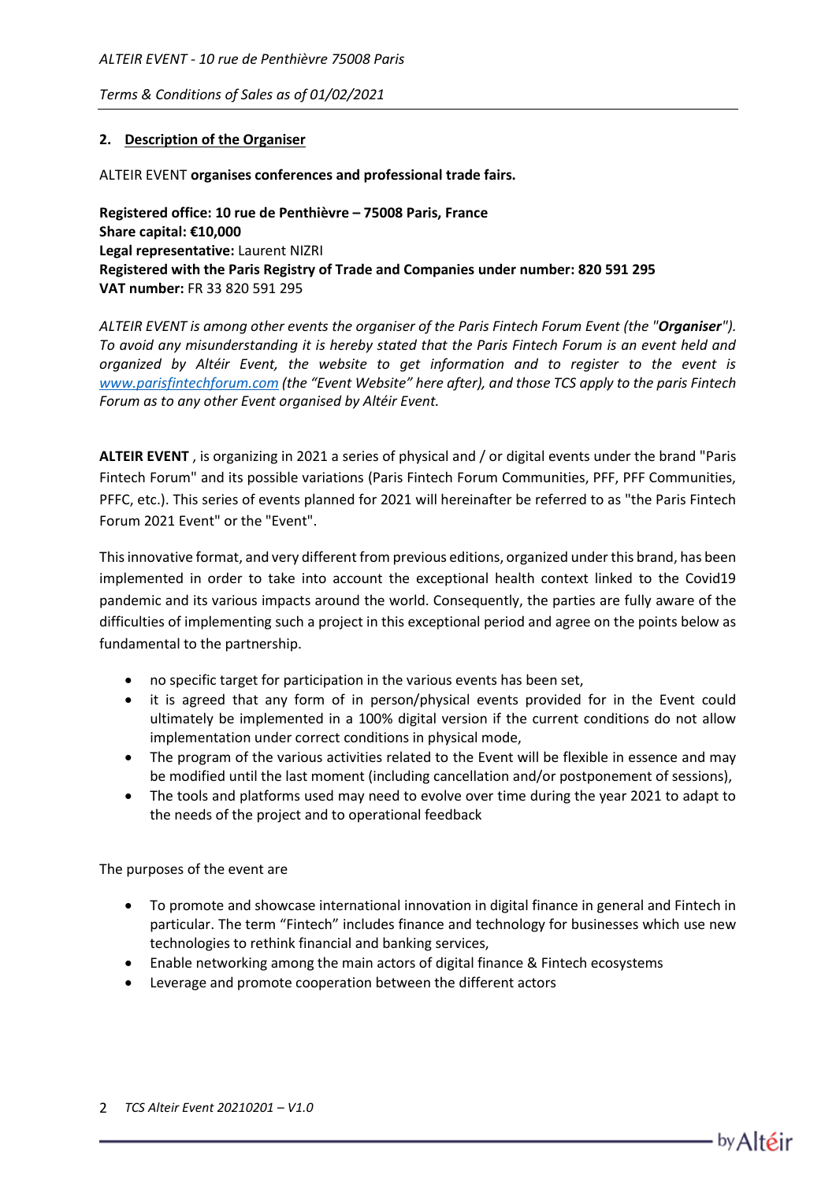## 2. Description of the Organiser

ALTEIR EVENT **organises conferences and professional trade fairs.**

**Registered office: 10 rue de Penthièvre – 75008 Paris, France**
**Share capital: €10,000**
**Legal representative:** Laurent NIZRI
**Registered with the Paris Registry of Trade and Companies under number: 820 591 295**
**VAT number:** FR 33 820 591 295

*ALTEIR EVENT is among other events the organiser of the Paris Fintech Forum Event (the "**Organiser**"). To avoid any misunderstanding it is hereby stated that the Paris Fintech Forum is an event held and organized by Altéir Event, the website to get information and to register to the event is [www.parisfintechforum.com](www.parisfintechforum.com) (the "Event Website" here after), and those TCS apply to the paris Fintech Forum as to any other Event organised by Altéir Event.*

**ALTEIR EVENT** , is organizing in 2021 a series of physical and / or digital events under the brand "Paris Fintech Forum" and its possible variations (Paris Fintech Forum Communities, PFF, PFF Communities, PFFC, etc.). This series of events planned for 2021 will hereinafter be referred to as "the Paris Fintech Forum 2021 Event" or the "Event".

This innovative format, and very different from previous editions, organized under this brand, has been implemented in order to take into account the exceptional health context linked to the Covid19 pandemic and its various impacts around the world. Consequently, the parties are fully aware of the difficulties of implementing such a project in this exceptional period and agree on the points below as fundamental to the partnership.

- no specific target for participation in the various events has been set,
- it is agreed that any form of in person/physical events provided for in the Event could ultimately be implemented in a 100% digital version if the current conditions do not allow implementation under correct conditions in physical mode,
- The program of the various activities related to the Event will be flexible in essence and may be modified until the last moment (including cancellation and/or postponement of sessions),
- The tools and platforms used may need to evolve over time during the year 2021 to adapt to the needs of the project and to operational feedback

The purposes of the event are

- To promote and showcase international innovation in digital finance in general and Fintech in particular. The term "Fintech" includes finance and technology for businesses which use new technologies to rethink financial and banking services,
- Enable networking among the main actors of digital finance & Fintech ecosystems
- Leverage and promote cooperation between the different actors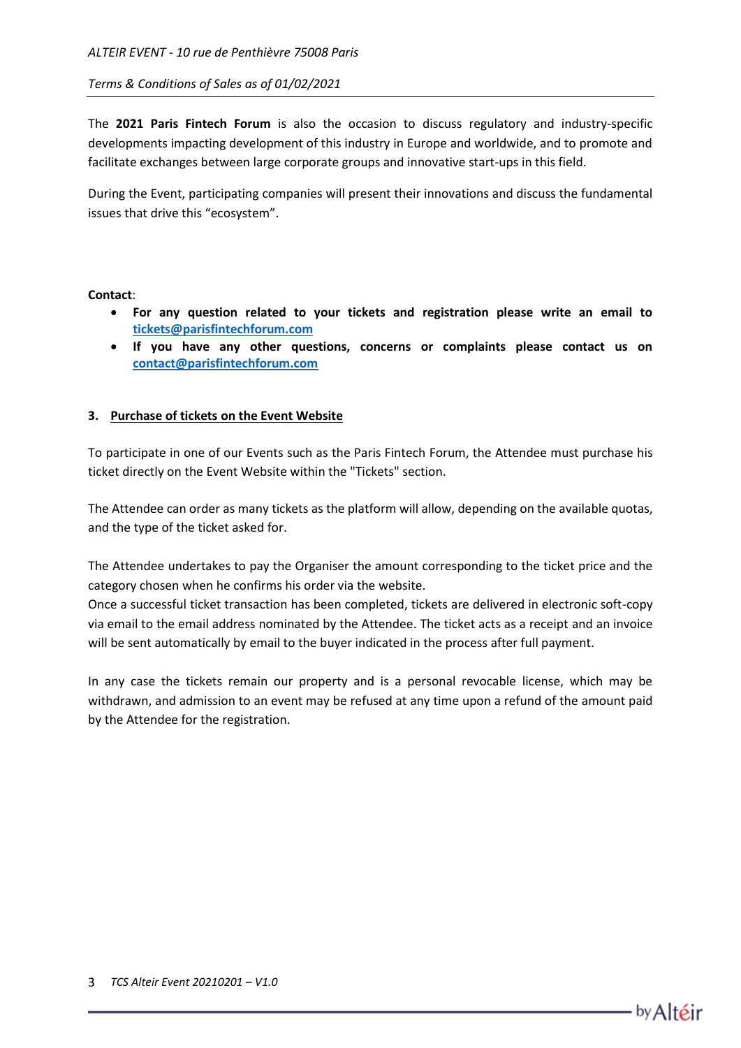The **2021 Paris Fintech Forum** is also the occasion to discuss regulatory and industry-specific developments impacting development of this industry in Europe and worldwide, and to promote and facilitate exchanges between large corporate groups and innovative start-ups in this field.

During the Event, participating companies will present their innovations and discuss the fundamental issues that drive this "ecosystem".

**Contact**:

- **For any question related to your tickets and registration please write an email to [tickets@parisfintechforum.com](mailto:tickets@parisfintechforum.com)**
- **If you have any other questions, concerns or complaints please contact us on [contact@parisfintechforum.com](mailto:contact@parisfintechforum.com)**

## 3. Purchase of tickets on the Event Website

To participate in one of our Events such as the Paris Fintech Forum, the Attendee must purchase his ticket directly on the Event Website within the "Tickets" section.

The Attendee can order as many tickets as the platform will allow, depending on the available quotas, and the type of the ticket asked for.

The Attendee undertakes to pay the Organiser the amount corresponding to the ticket price and the category chosen when he confirms his order via the website.
Once a successful ticket transaction has been completed, tickets are delivered in electronic soft-copy via email to the email address nominated by the Attendee. The ticket acts as a receipt and an invoice will be sent automatically by email to the buyer indicated in the process after full payment.

In any case the tickets remain our property and is a personal revocable license, which may be withdrawn, and admission to an event may be refused at any time upon a refund of the amount paid by the Attendee for the registration.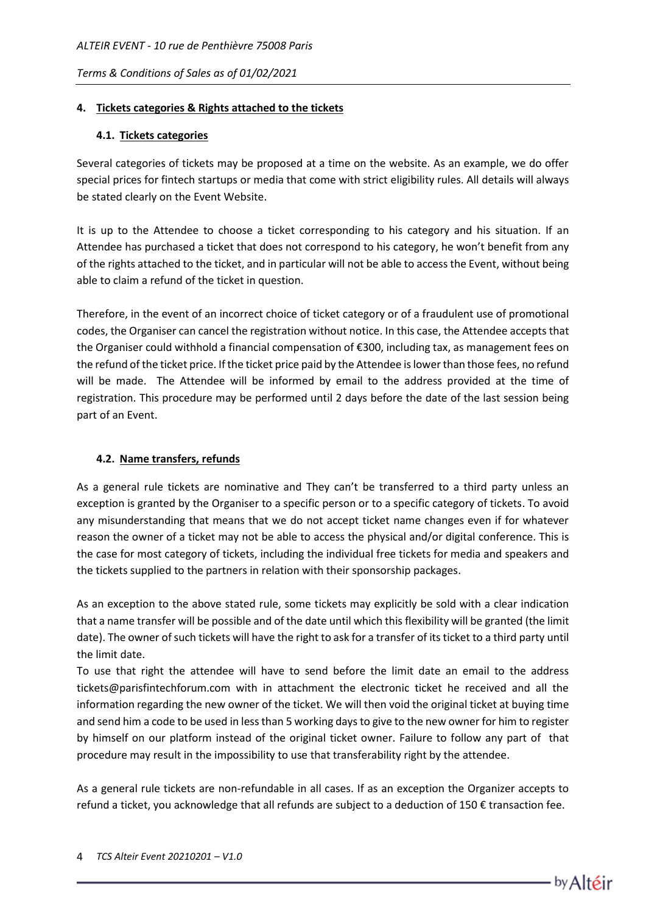## 4. Tickets categories & Rights attached to the tickets

### 4.1. Tickets categories

Several categories of tickets may be proposed at a time on the website. As an example, we do offer special prices for fintech startups or media that come with strict eligibility rules. All details will always be stated clearly on the Event Website.

It is up to the Attendee to choose a ticket corresponding to his category and his situation. If an Attendee has purchased a ticket that does not correspond to his category, he won't benefit from any of the rights attached to the ticket, and in particular will not be able to access the Event, without being able to claim a refund of the ticket in question.

Therefore, in the event of an incorrect choice of ticket category or of a fraudulent use of promotional codes, the Organiser can cancel the registration without notice. In this case, the Attendee accepts that the Organiser could withhold a financial compensation of €300, including tax, as management fees on the refund of the ticket price. If the ticket price paid by the Attendee is lower than those fees, no refund will be made. The Attendee will be informed by email to the address provided at the time of registration. This procedure may be performed until 2 days before the date of the last session being part of an Event.

### 4.2. Name transfers, refunds

As a general rule tickets are nominative and They can't be transferred to a third party unless an exception is granted by the Organiser to a specific person or to a specific category of tickets. To avoid any misunderstanding that means that we do not accept ticket name changes even if for whatever reason the owner of a ticket may not be able to access the physical and/or digital conference. This is the case for most category of tickets, including the individual free tickets for media and speakers and the tickets supplied to the partners in relation with their sponsorship packages.

As an exception to the above stated rule, some tickets may explicitly be sold with a clear indication that a name transfer will be possible and of the date until which this flexibility will be granted (the limit date). The owner of such tickets will have the right to ask for a transfer of its ticket to a third party until the limit date.

To use that right the attendee will have to send before the limit date an email to the address tickets@parisfintechforum.com with in attachment the electronic ticket he received and all the information regarding the new owner of the ticket. We will then void the original ticket at buying time and send him a code to be used in less than 5 working days to give to the new owner for him to register by himself on our platform instead of the original ticket owner. Failure to follow any part of that procedure may result in the impossibility to use that transferability right by the attendee.

As a general rule tickets are non-refundable in all cases. If as an exception the Organizer accepts to refund a ticket, you acknowledge that all refunds are subject to a deduction of 150 € transaction fee.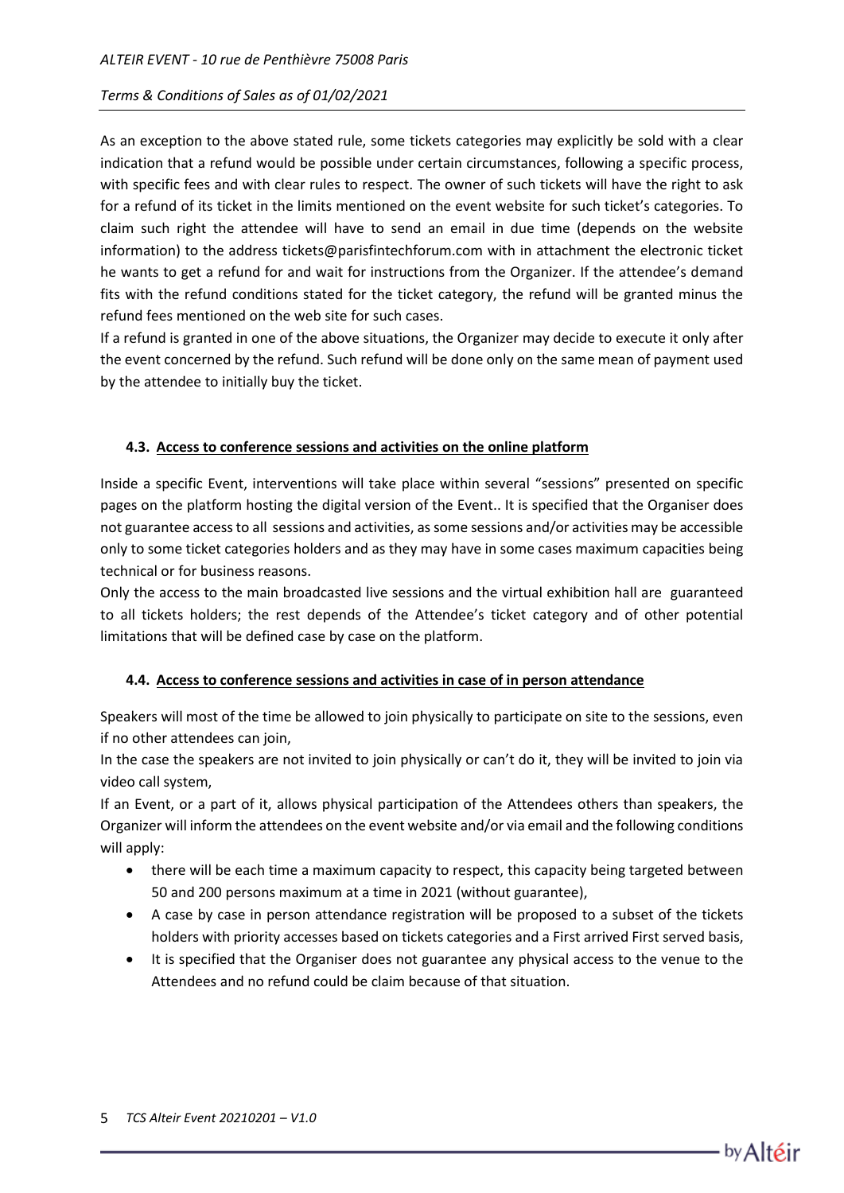As an exception to the above stated rule, some tickets categories may explicitly be sold with a clear indication that a refund would be possible under certain circumstances, following a specific process, with specific fees and with clear rules to respect. The owner of such tickets will have the right to ask for a refund of its ticket in the limits mentioned on the event website for such ticket's categories. To claim such right the attendee will have to send an email in due time (depends on the website information) to the address tickets@parisfintechforum.com with in attachment the electronic ticket he wants to get a refund for and wait for instructions from the Organizer. If the attendee's demand fits with the refund conditions stated for the ticket category, the refund will be granted minus the refund fees mentioned on the web site for such cases.
If a refund is granted in one of the above situations, the Organizer may decide to execute it only after the event concerned by the refund. Such refund will be done only on the same mean of payment used by the attendee to initially buy the ticket.

### 4.3. Access to conference sessions and activities on the online platform

Inside a specific Event, interventions will take place within several "sessions" presented on specific pages on the platform hosting the digital version of the Event.. It is specified that the Organiser does not guarantee access to all sessions and activities, as some sessions and/or activities may be accessible only to some ticket categories holders and as they may have in some cases maximum capacities being technical or for business reasons.
Only the access to the main broadcasted live sessions and the virtual exhibition hall are guaranteed to all tickets holders; the rest depends of the Attendee's ticket category and of other potential limitations that will be defined case by case on the platform.

### 4.4. Access to conference sessions and activities in case of in person attendance

Speakers will most of the time be allowed to join physically to participate on site to the sessions, even if no other attendees can join,
In the case the speakers are not invited to join physically or can't do it, they will be invited to join via video call system,
If an Event, or a part of it, allows physical participation of the Attendees others than speakers, the Organizer will inform the attendees on the event website and/or via email and the following conditions will apply:

- there will be each time a maximum capacity to respect, this capacity being targeted between 50 and 200 persons maximum at a time in 2021 (without guarantee),
- A case by case in person attendance registration will be proposed to a subset of the tickets holders with priority accesses based on tickets categories and a First arrived First served basis,
- It is specified that the Organiser does not guarantee any physical access to the venue to the Attendees and no refund could be claim because of that situation.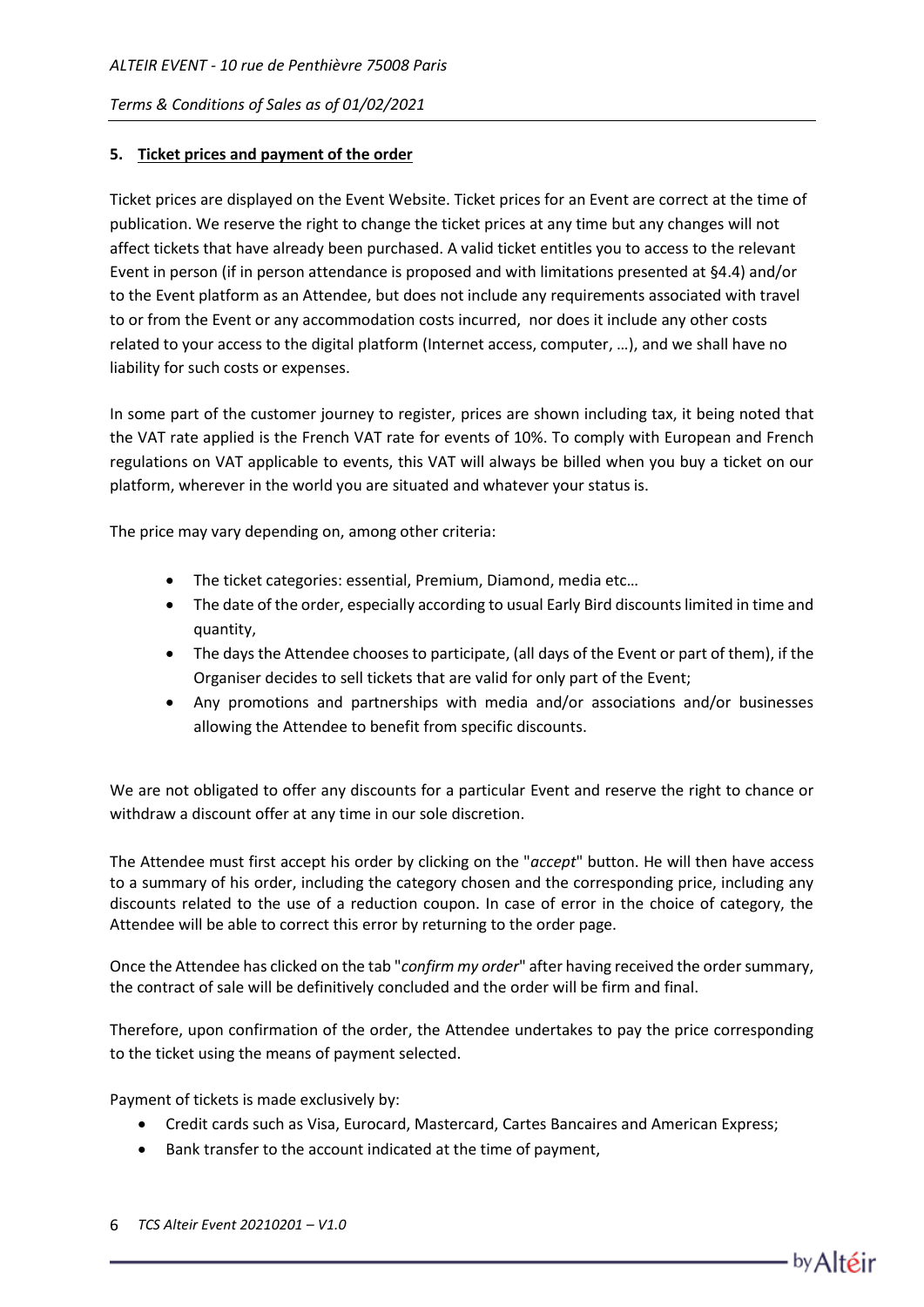## 5. Ticket prices and payment of the order

Ticket prices are displayed on the Event Website. Ticket prices for an Event are correct at the time of publication. We reserve the right to change the ticket prices at any time but any changes will not affect tickets that have already been purchased. A valid ticket entitles you to access to the relevant Event in person (if in person attendance is proposed and with limitations presented at §4.4) and/or to the Event platform as an Attendee, but does not include any requirements associated with travel to or from the Event or any accommodation costs incurred, nor does it include any other costs related to your access to the digital platform (Internet access, computer, …), and we shall have no liability for such costs or expenses.

In some part of the customer journey to register, prices are shown including tax, it being noted that the VAT rate applied is the French VAT rate for events of 10%. To comply with European and French regulations on VAT applicable to events, this VAT will always be billed when you buy a ticket on our platform, wherever in the world you are situated and whatever your status is.

The price may vary depending on, among other criteria:

- The ticket categories: essential, Premium, Diamond, media etc…
- The date of the order, especially according to usual Early Bird discounts limited in time and quantity,
- The days the Attendee chooses to participate, (all days of the Event or part of them), if the Organiser decides to sell tickets that are valid for only part of the Event;
- Any promotions and partnerships with media and/or associations and/or businesses allowing the Attendee to benefit from specific discounts.

We are not obligated to offer any discounts for a particular Event and reserve the right to chance or withdraw a discount offer at any time in our sole discretion.

The Attendee must first accept his order by clicking on the "*accept*" button. He will then have access to a summary of his order, including the category chosen and the corresponding price, including any discounts related to the use of a reduction coupon. In case of error in the choice of category, the Attendee will be able to correct this error by returning to the order page.

Once the Attendee has clicked on the tab "*confirm my order*" after having received the order summary, the contract of sale will be definitively concluded and the order will be firm and final.

Therefore, upon confirmation of the order, the Attendee undertakes to pay the price corresponding to the ticket using the means of payment selected.

Payment of tickets is made exclusively by:

- Credit cards such as Visa, Eurocard, Mastercard, Cartes Bancaires and American Express;
- Bank transfer to the account indicated at the time of payment,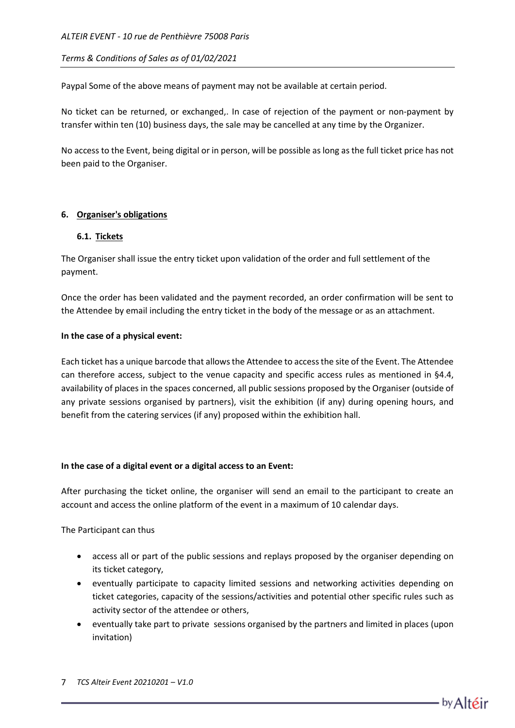Paypal Some of the above means of payment may not be available at certain period.

No ticket can be returned, or exchanged,. In case of rejection of the payment or non-payment by transfer within ten (10) business days, the sale may be cancelled at any time by the Organizer.

No access to the Event, being digital or in person, will be possible as long as the full ticket price has not been paid to the Organiser.

## 6. Organiser's obligations

### 6.1. Tickets

The Organiser shall issue the entry ticket upon validation of the order and full settlement of the payment.

Once the order has been validated and the payment recorded, an order confirmation will be sent to the Attendee by email including the entry ticket in the body of the message or as an attachment.

**In the case of a physical event:**

Each ticket has a unique barcode that allows the Attendee to access the site of the Event. The Attendee can therefore access, subject to the venue capacity and specific access rules as mentioned in §4.4, availability of places in the spaces concerned, all public sessions proposed by the Organiser (outside of any private sessions organised by partners), visit the exhibition (if any) during opening hours, and benefit from the catering services (if any) proposed within the exhibition hall.

**In the case of a digital event or a digital access to an Event:**

After purchasing the ticket online, the organiser will send an email to the participant to create an account and access the online platform of the event in a maximum of 10 calendar days.

The Participant can thus

- access all or part of the public sessions and replays proposed by the organiser depending on its ticket category,
- eventually participate to capacity limited sessions and networking activities depending on ticket categories, capacity of the sessions/activities and potential other specific rules such as activity sector of the attendee or others,
- eventually take part to private sessions organised by the partners and limited in places (upon invitation)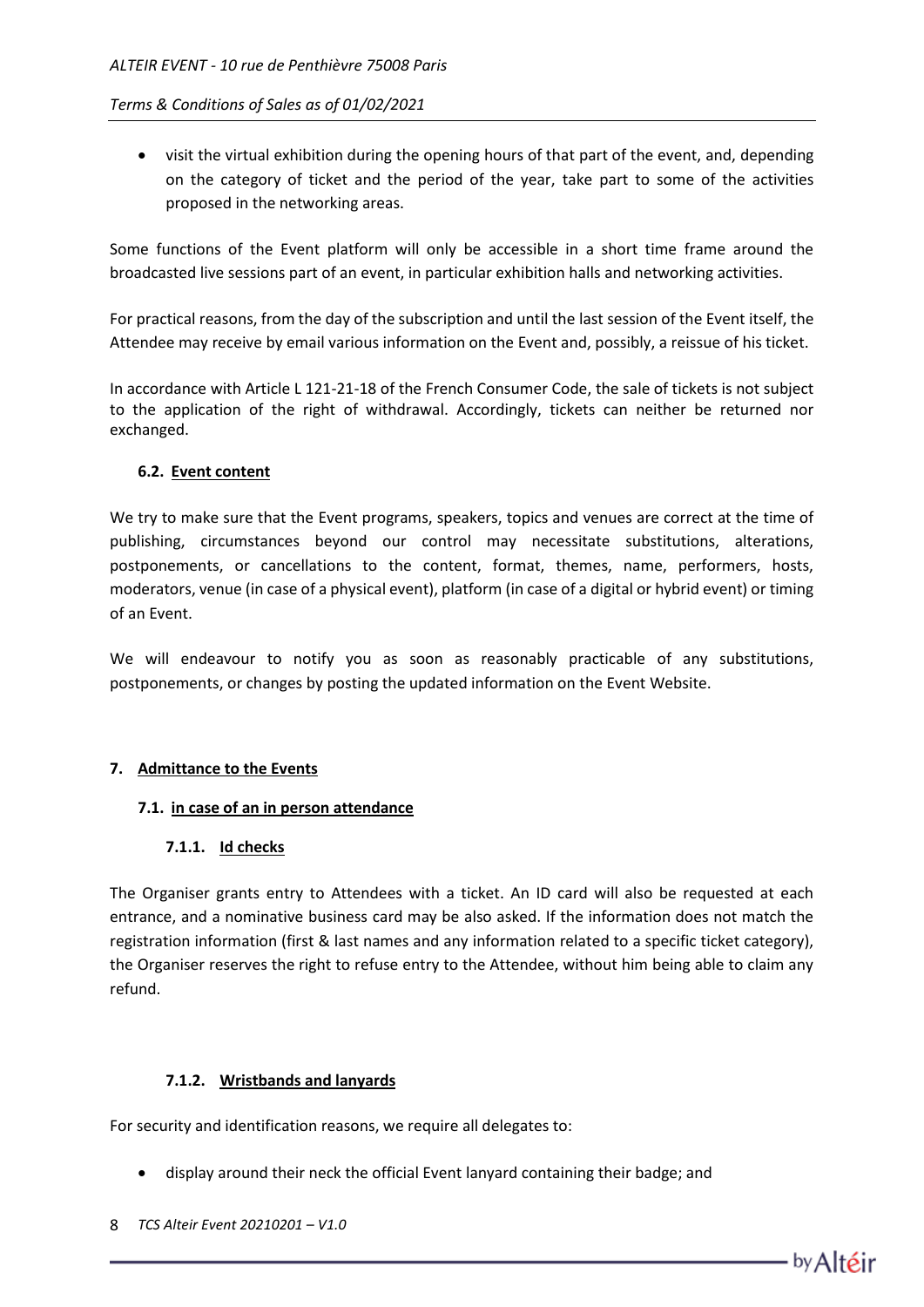- visit the virtual exhibition during the opening hours of that part of the event, and, depending on the category of ticket and the period of the year, take part to some of the activities proposed in the networking areas.

Some functions of the Event platform will only be accessible in a short time frame around the broadcasted live sessions part of an event, in particular exhibition halls and networking activities.

For practical reasons, from the day of the subscription and until the last session of the Event itself, the Attendee may receive by email various information on the Event and, possibly, a reissue of his ticket.

In accordance with Article L 121-21-18 of the French Consumer Code, the sale of tickets is not subject to the application of the right of withdrawal. Accordingly, tickets can neither be returned nor exchanged.

### 6.2. Event content

We try to make sure that the Event programs, speakers, topics and venues are correct at the time of publishing, circumstances beyond our control may necessitate substitutions, alterations, postponements, or cancellations to the content, format, themes, name, performers, hosts, moderators, venue (in case of a physical event), platform (in case of a digital or hybrid event) or timing of an Event.

We will endeavour to notify you as soon as reasonably practicable of any substitutions, postponements, or changes by posting the updated information on the Event Website.

## 7. Admittance to the Events

### 7.1. in case of an in person attendance

#### 7.1.1. Id checks

The Organiser grants entry to Attendees with a ticket. An ID card will also be requested at each entrance, and a nominative business card may be also asked. If the information does not match the registration information (first & last names and any information related to a specific ticket category), the Organiser reserves the right to refuse entry to the Attendee, without him being able to claim any refund.

#### 7.1.2. Wristbands and lanyards

For security and identification reasons, we require all delegates to:

- display around their neck the official Event lanyard containing their badge; and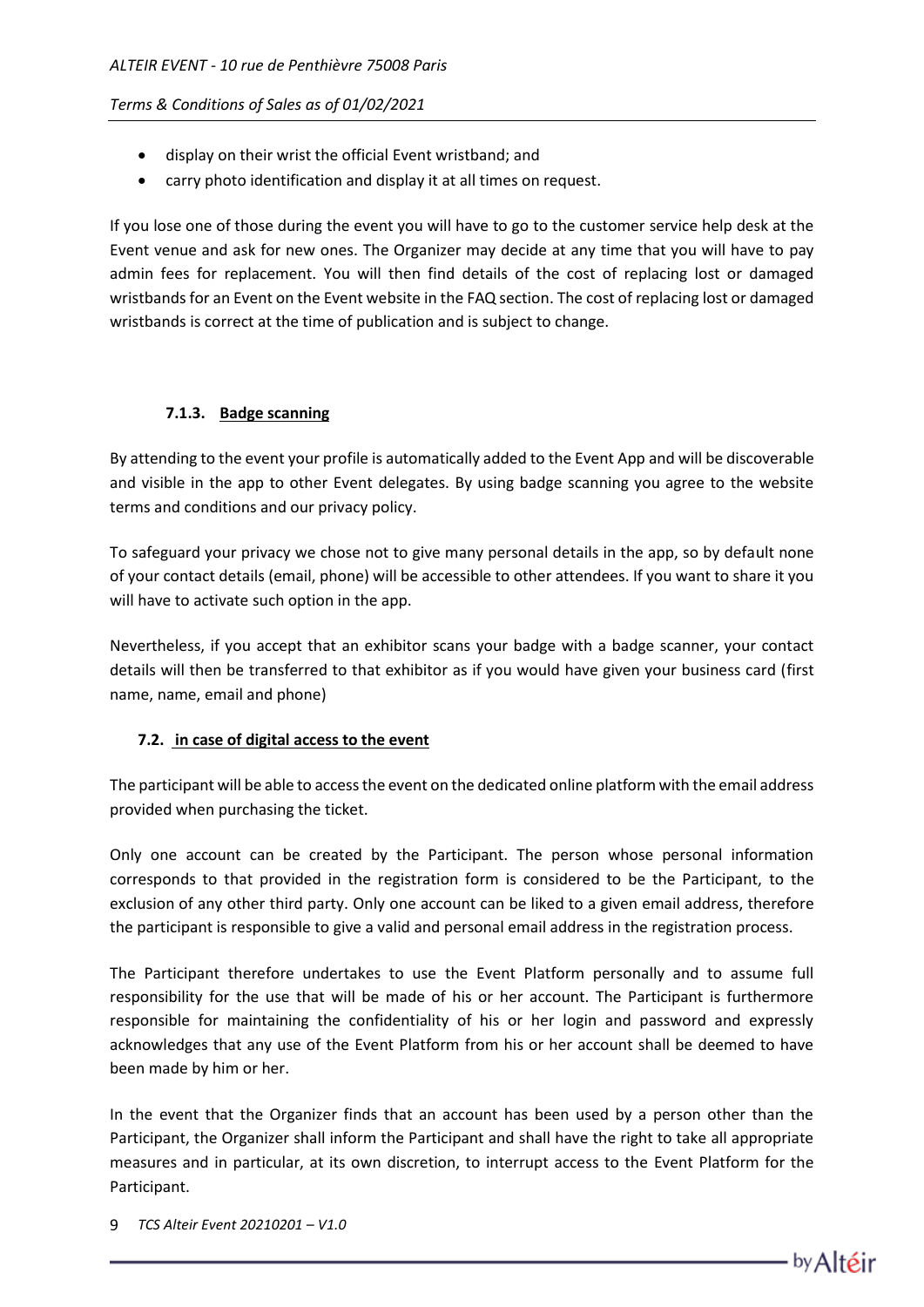- display on their wrist the official Event wristband; and
- carry photo identification and display it at all times on request.

If you lose one of those during the event you will have to go to the customer service help desk at the Event venue and ask for new ones. The Organizer may decide at any time that you will have to pay admin fees for replacement. You will then find details of the cost of replacing lost or damaged wristbands for an Event on the Event website in the FAQ section. The cost of replacing lost or damaged wristbands is correct at the time of publication and is subject to change.

#### 7.1.3. Badge scanning

By attending to the event your profile is automatically added to the Event App and will be discoverable and visible in the app to other Event delegates. By using badge scanning you agree to the website terms and conditions and our privacy policy.

To safeguard your privacy we chose not to give many personal details in the app, so by default none of your contact details (email, phone) will be accessible to other attendees. If you want to share it you will have to activate such option in the app.

Nevertheless, if you accept that an exhibitor scans your badge with a badge scanner, your contact details will then be transferred to that exhibitor as if you would have given your business card (first name, name, email and phone)

### 7.2. in case of digital access to the event

The participant will be able to access the event on the dedicated online platform with the email address provided when purchasing the ticket.

Only one account can be created by the Participant. The person whose personal information corresponds to that provided in the registration form is considered to be the Participant, to the exclusion of any other third party. Only one account can be liked to a given email address, therefore the participant is responsible to give a valid and personal email address in the registration process.

The Participant therefore undertakes to use the Event Platform personally and to assume full responsibility for the use that will be made of his or her account. The Participant is furthermore responsible for maintaining the confidentiality of his or her login and password and expressly acknowledges that any use of the Event Platform from his or her account shall be deemed to have been made by him or her.

In the event that the Organizer finds that an account has been used by a person other than the Participant, the Organizer shall inform the Participant and shall have the right to take all appropriate measures and in particular, at its own discretion, to interrupt access to the Event Platform for the Participant.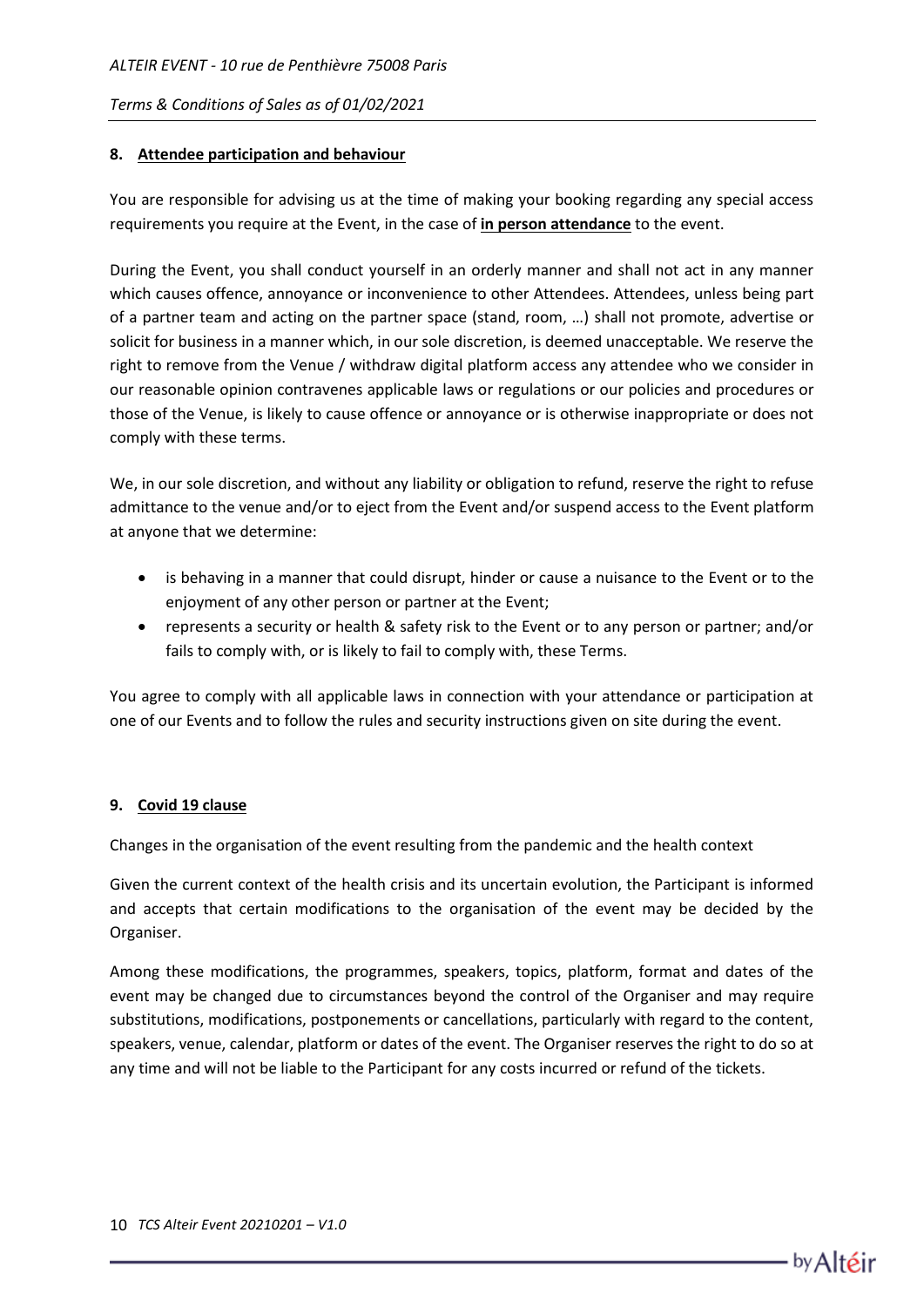## 8. Attendee participation and behaviour

You are responsible for advising us at the time of making your booking regarding any special access requirements you require at the Event, in the case of **in person attendance** to the event.

During the Event, you shall conduct yourself in an orderly manner and shall not act in any manner which causes offence, annoyance or inconvenience to other Attendees. Attendees, unless being part of a partner team and acting on the partner space (stand, room, …) shall not promote, advertise or solicit for business in a manner which, in our sole discretion, is deemed unacceptable. We reserve the right to remove from the Venue / withdraw digital platform access any attendee who we consider in our reasonable opinion contravenes applicable laws or regulations or our policies and procedures or those of the Venue, is likely to cause offence or annoyance or is otherwise inappropriate or does not comply with these terms.

We, in our sole discretion, and without any liability or obligation to refund, reserve the right to refuse admittance to the venue and/or to eject from the Event and/or suspend access to the Event platform at anyone that we determine:

- is behaving in a manner that could disrupt, hinder or cause a nuisance to the Event or to the enjoyment of any other person or partner at the Event;
- represents a security or health & safety risk to the Event or to any person or partner; and/or fails to comply with, or is likely to fail to comply with, these Terms.

You agree to comply with all applicable laws in connection with your attendance or participation at one of our Events and to follow the rules and security instructions given on site during the event.

## 9. Covid 19 clause

Changes in the organisation of the event resulting from the pandemic and the health context

Given the current context of the health crisis and its uncertain evolution, the Participant is informed and accepts that certain modifications to the organisation of the event may be decided by the Organiser.

Among these modifications, the programmes, speakers, topics, platform, format and dates of the event may be changed due to circumstances beyond the control of the Organiser and may require substitutions, modifications, postponements or cancellations, particularly with regard to the content, speakers, venue, calendar, platform or dates of the event. The Organiser reserves the right to do so at any time and will not be liable to the Participant for any costs incurred or refund of the tickets.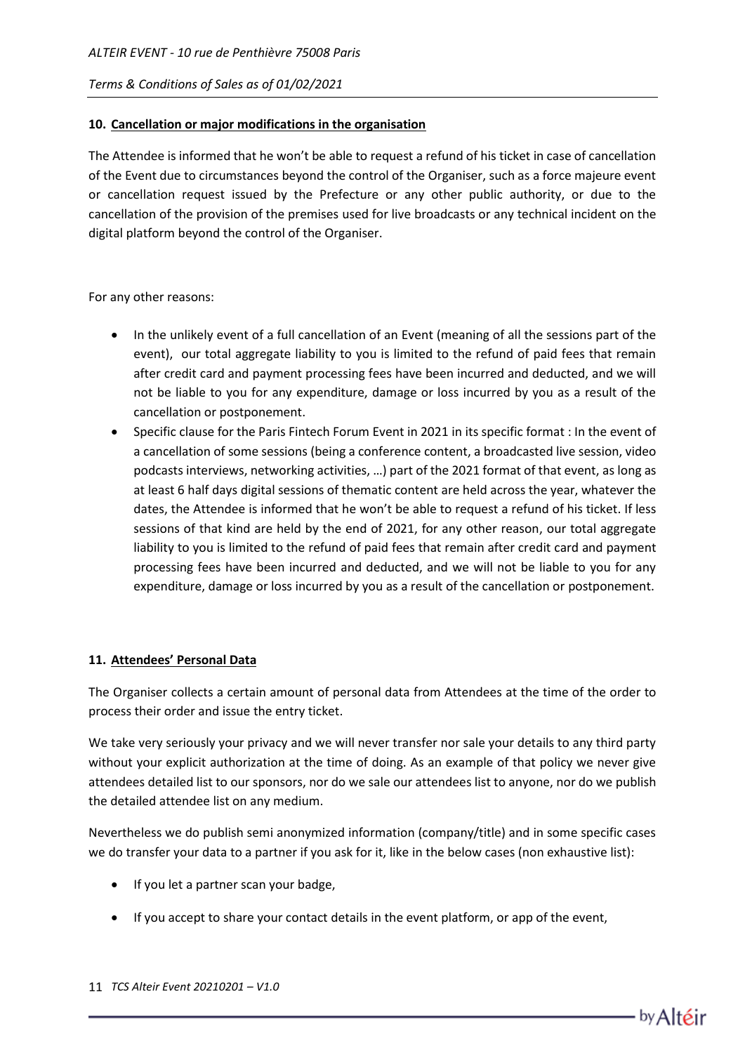## 10. Cancellation or major modifications in the organisation

The Attendee is informed that he won't be able to request a refund of his ticket in case of cancellation of the Event due to circumstances beyond the control of the Organiser, such as a force majeure event or cancellation request issued by the Prefecture or any other public authority, or due to the cancellation of the provision of the premises used for live broadcasts or any technical incident on the digital platform beyond the control of the Organiser.

For any other reasons:

- In the unlikely event of a full cancellation of an Event (meaning of all the sessions part of the event), our total aggregate liability to you is limited to the refund of paid fees that remain after credit card and payment processing fees have been incurred and deducted, and we will not be liable to you for any expenditure, damage or loss incurred by you as a result of the cancellation or postponement.
- Specific clause for the Paris Fintech Forum Event in 2021 in its specific format : In the event of a cancellation of some sessions (being a conference content, a broadcasted live session, video podcasts interviews, networking activities, …) part of the 2021 format of that event, as long as at least 6 half days digital sessions of thematic content are held across the year, whatever the dates, the Attendee is informed that he won't be able to request a refund of his ticket. If less sessions of that kind are held by the end of 2021, for any other reason, our total aggregate liability to you is limited to the refund of paid fees that remain after credit card and payment processing fees have been incurred and deducted, and we will not be liable to you for any expenditure, damage or loss incurred by you as a result of the cancellation or postponement.

## 11. Attendees' Personal Data

The Organiser collects a certain amount of personal data from Attendees at the time of the order to process their order and issue the entry ticket.

We take very seriously your privacy and we will never transfer nor sale your details to any third party without your explicit authorization at the time of doing. As an example of that policy we never give attendees detailed list to our sponsors, nor do we sale our attendees list to anyone, nor do we publish the detailed attendee list on any medium.

Nevertheless we do publish semi anonymized information (company/title) and in some specific cases we do transfer your data to a partner if you ask for it, like in the below cases (non exhaustive list):

- If you let a partner scan your badge,
- If you accept to share your contact details in the event platform, or app of the event,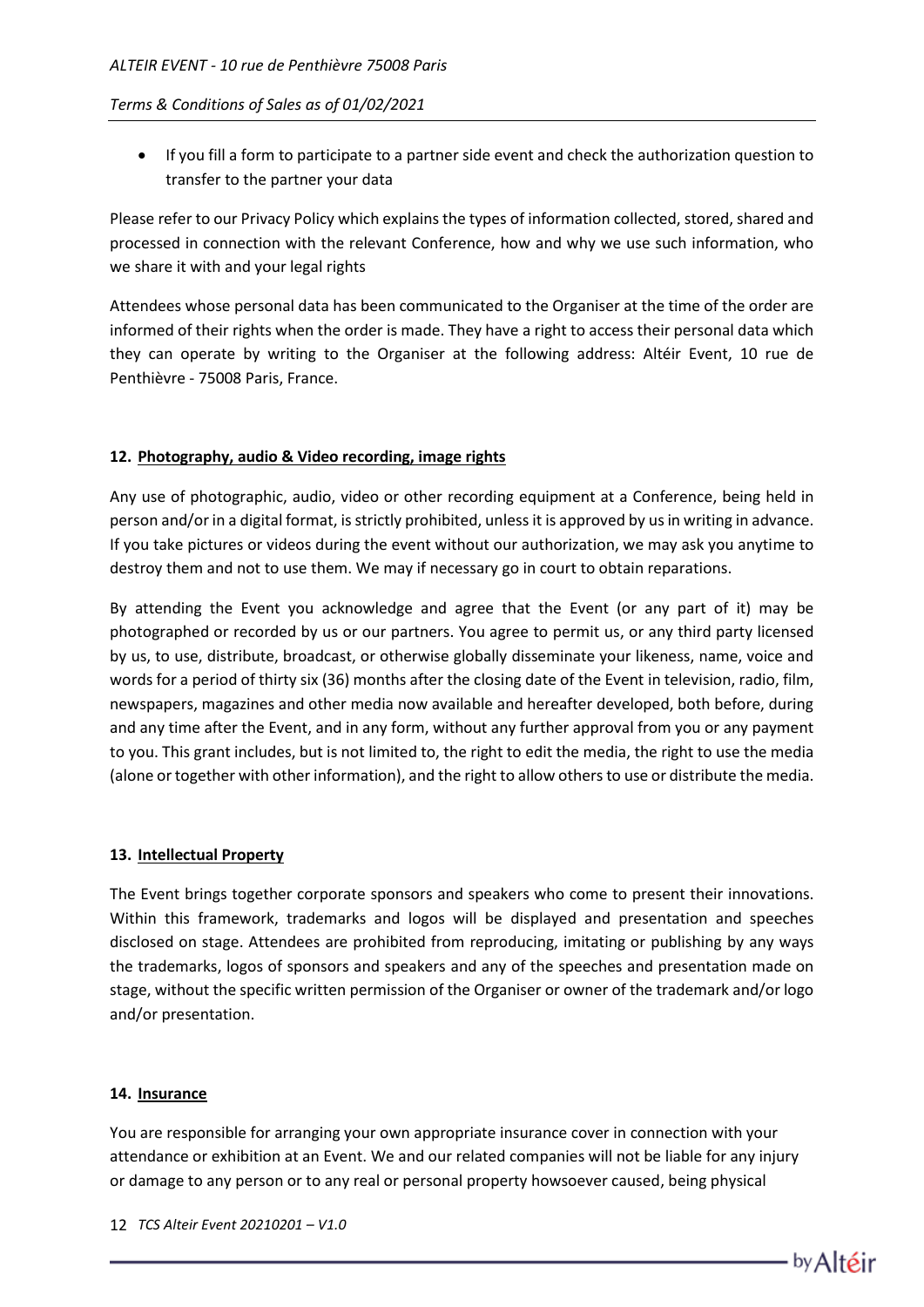- If you fill a form to participate to a partner side event and check the authorization question to transfer to the partner your data

Please refer to our Privacy Policy which explains the types of information collected, stored, shared and processed in connection with the relevant Conference, how and why we use such information, who we share it with and your legal rights

Attendees whose personal data has been communicated to the Organiser at the time of the order are informed of their rights when the order is made. They have a right to access their personal data which they can operate by writing to the Organiser at the following address: Altéir Event, 10 rue de Penthièvre - 75008 Paris, France.

## 12. Photography, audio & Video recording, image rights

Any use of photographic, audio, video or other recording equipment at a Conference, being held in person and/or in a digital format, is strictly prohibited, unless it is approved by us in writing in advance. If you take pictures or videos during the event without our authorization, we may ask you anytime to destroy them and not to use them. We may if necessary go in court to obtain reparations.

By attending the Event you acknowledge and agree that the Event (or any part of it) may be photographed or recorded by us or our partners. You agree to permit us, or any third party licensed by us, to use, distribute, broadcast, or otherwise globally disseminate your likeness, name, voice and words for a period of thirty six (36) months after the closing date of the Event in television, radio, film, newspapers, magazines and other media now available and hereafter developed, both before, during and any time after the Event, and in any form, without any further approval from you or any payment to you. This grant includes, but is not limited to, the right to edit the media, the right to use the media (alone or together with other information), and the right to allow others to use or distribute the media.

## 13. Intellectual Property

The Event brings together corporate sponsors and speakers who come to present their innovations. Within this framework, trademarks and logos will be displayed and presentation and speeches disclosed on stage. Attendees are prohibited from reproducing, imitating or publishing by any ways the trademarks, logos of sponsors and speakers and any of the speeches and presentation made on stage, without the specific written permission of the Organiser or owner of the trademark and/or logo and/or presentation.

## 14. Insurance

You are responsible for arranging your own appropriate insurance cover in connection with your attendance or exhibition at an Event. We and our related companies will not be liable for any injury or damage to any person or to any real or personal property howsoever caused, being physical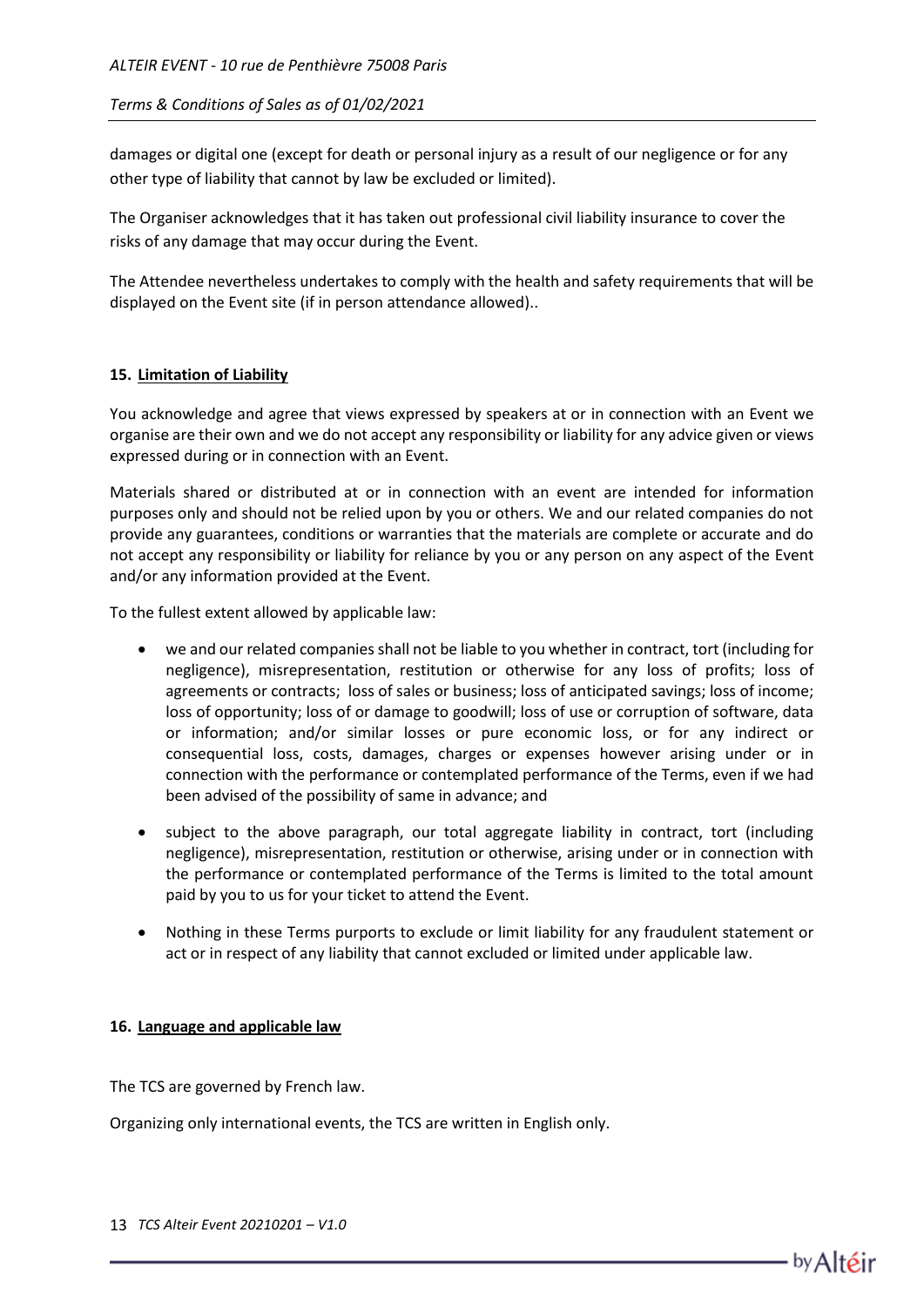damages or digital one (except for death or personal injury as a result of our negligence or for any other type of liability that cannot by law be excluded or limited).

The Organiser acknowledges that it has taken out professional civil liability insurance to cover the risks of any damage that may occur during the Event.

The Attendee nevertheless undertakes to comply with the health and safety requirements that will be displayed on the Event site (if in person attendance allowed)..

## 15. Limitation of Liability

You acknowledge and agree that views expressed by speakers at or in connection with an Event we organise are their own and we do not accept any responsibility or liability for any advice given or views expressed during or in connection with an Event.

Materials shared or distributed at or in connection with an event are intended for information purposes only and should not be relied upon by you or others. We and our related companies do not provide any guarantees, conditions or warranties that the materials are complete or accurate and do not accept any responsibility or liability for reliance by you or any person on any aspect of the Event and/or any information provided at the Event.

To the fullest extent allowed by applicable law:

- we and our related companies shall not be liable to you whether in contract, tort (including for negligence), misrepresentation, restitution or otherwise for any loss of profits; loss of agreements or contracts; loss of sales or business; loss of anticipated savings; loss of income; loss of opportunity; loss of or damage to goodwill; loss of use or corruption of software, data or information; and/or similar losses or pure economic loss, or for any indirect or consequential loss, costs, damages, charges or expenses however arising under or in connection with the performance or contemplated performance of the Terms, even if we had been advised of the possibility of same in advance; and
- subject to the above paragraph, our total aggregate liability in contract, tort (including negligence), misrepresentation, restitution or otherwise, arising under or in connection with the performance or contemplated performance of the Terms is limited to the total amount paid by you to us for your ticket to attend the Event.
- Nothing in these Terms purports to exclude or limit liability for any fraudulent statement or act or in respect of any liability that cannot excluded or limited under applicable law.

## 16. Language and applicable law

The TCS are governed by French law.

Organizing only international events, the TCS are written in English only.